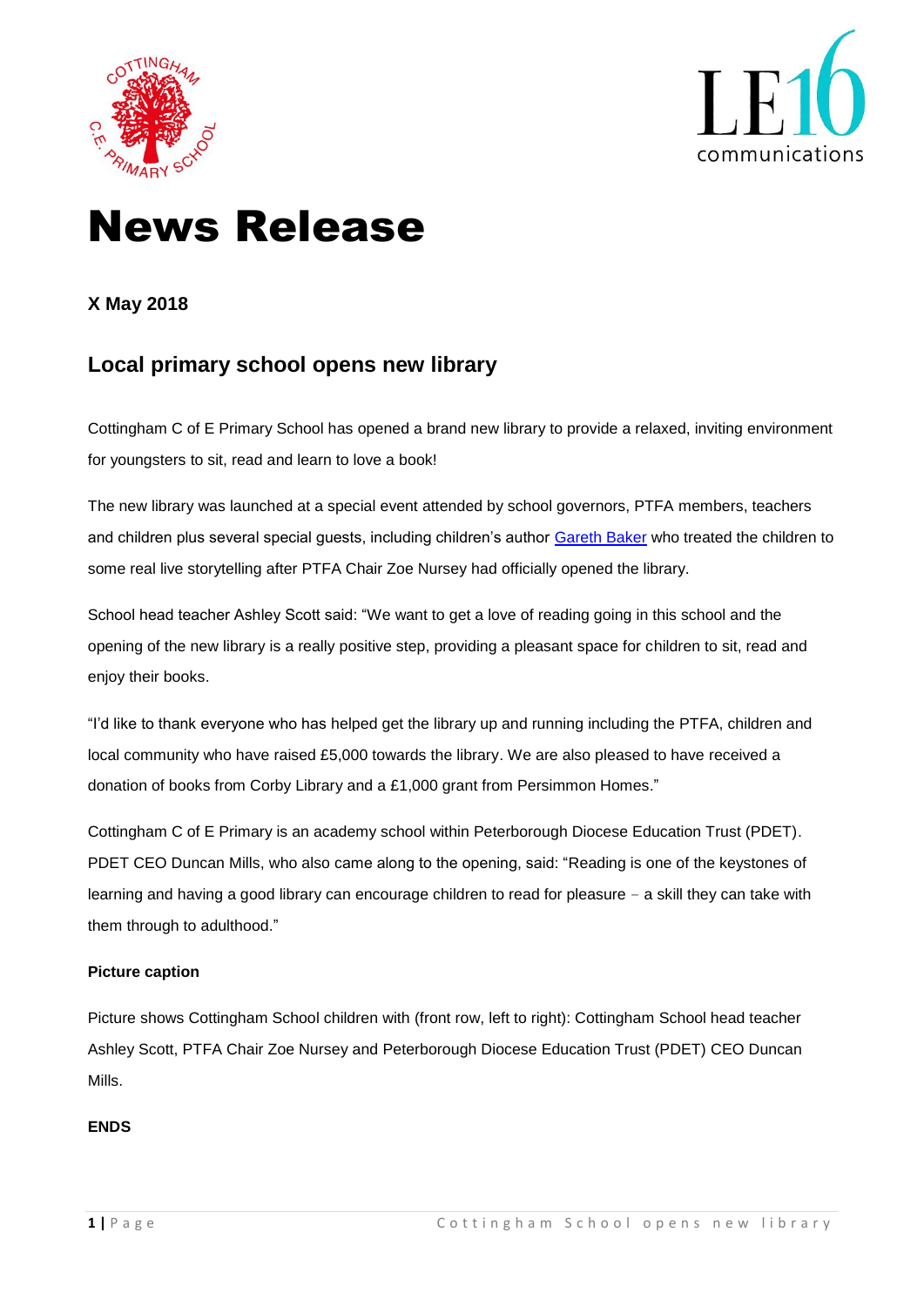# News Release

**X May 2018**

## Local primary school opens new library

Cottingham C of E Primary School has opened a brand new library to provide a relaxed, inviting environment for youngsters to sit, read and learn to love a book!

The new library was launched at a special event attended by school governors, PTFA members, teachers and children plus several special guests, including children's author Gareth Baker who treated the children to some real live storytelling after PTFA Chair Zoe Nursey had officially opened the library.

School head teacher Ashley Scott said: "We want to get a love of reading going in this school and the opening of the new library is a really positive step, providing a pleasant space for children to sit, read and enjoy their books.

"I'd like to thank everyone who has helped get the library up and running including the PTFA, children and local community who have raised £5,000 towards the library. We are also pleased to have received a donation of books from Corby Library and a £1,000 grant from Persimmon Homes."

Cottingham C of E Primary is an academy school within Peterborough Diocese Education Trust (PDET). PDET CEO Duncan Mills, who also came along to the opening, said: "Reading is one of the keystones of learning and having a good library can encourage children to read for pleasure – a skill they can take with them through to adulthood."

**Picture caption**

Picture shows Cottingham School children with (front row, left to right): Cottingham School head teacher Ashley Scott, PTFA Chair Zoe Nursey and Peterborough Diocese Education Trust (PDET) CEO Duncan Mills.

**ENDS**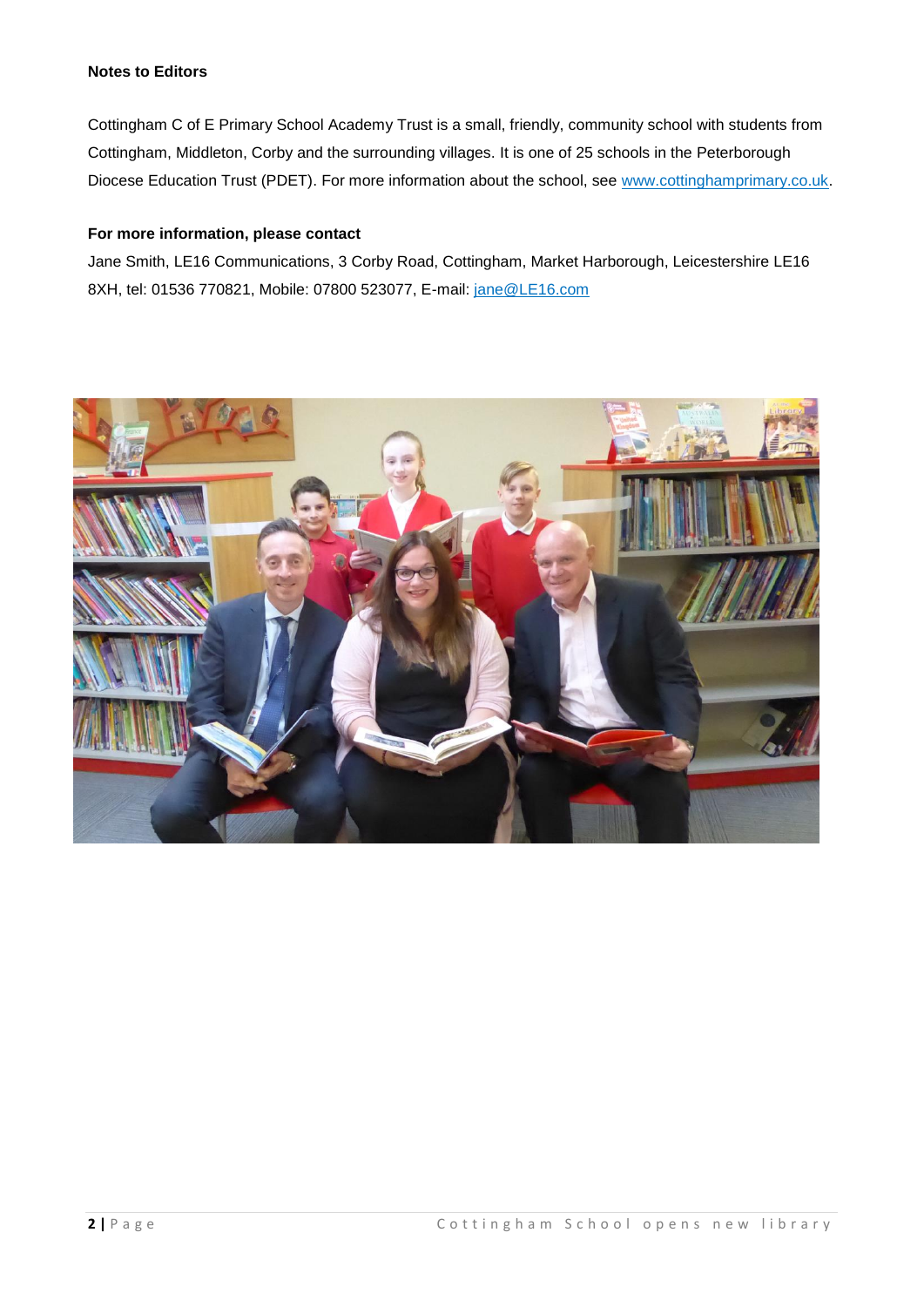**Notes to Editors**

Cottingham C of E Primary School Academy Trust is a small, friendly, community school with students from Cottingham, Middleton, Corby and the surrounding villages. It is one of 25 schools in the Peterborough Diocese Education Trust (PDET). For more information about the school, see www.cottinghamprimary.co.uk.

**For more information, please contact**

Jane Smith, LE16 Communications, 3 Corby Road, Cottingham, Market Harborough, Leicestershire LE16 8XH, tel: 01536 770821, Mobile: 07800 523077, E-mail: jane@LE16.com